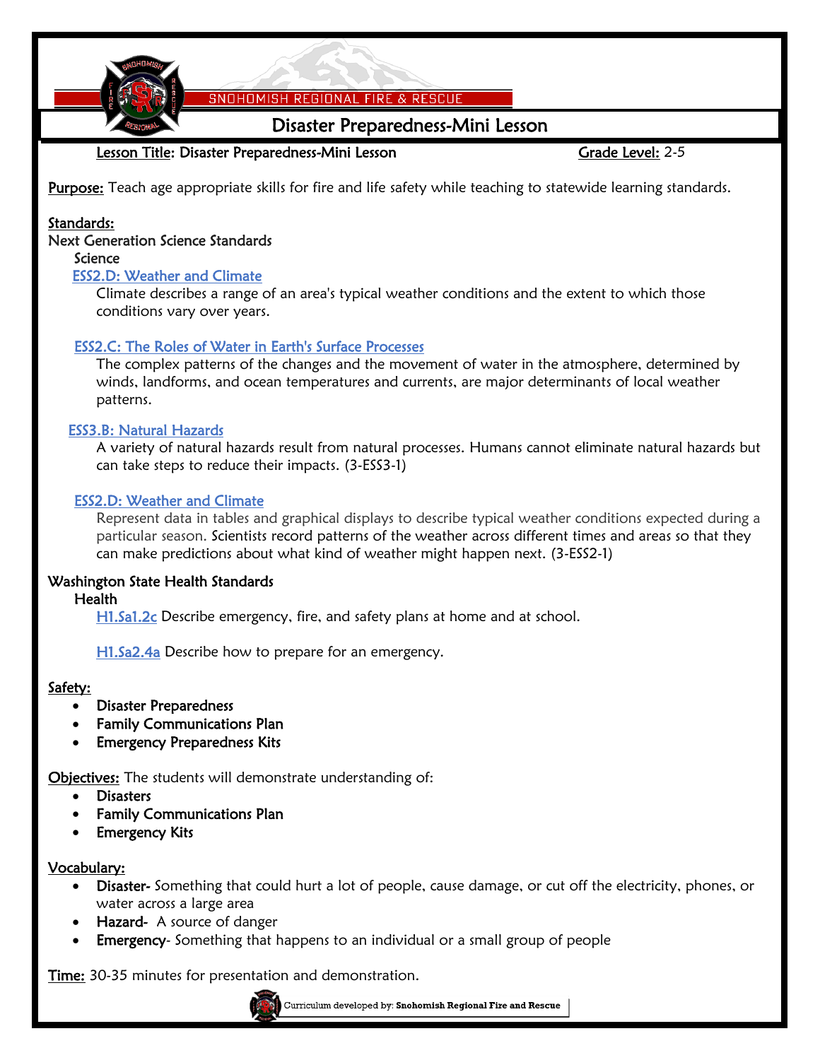# Disaster Preparedness-Mini Lesson

**Lesson Title:** Disaster Preparedness-Mini Lesson **Grade Level:** 2-5

**Purpose:** Teach age appropriate skills for fire and life safety while teaching to statewide learning standards.

**Standards:**

Next Generation Science Standards

Science

ESS2.D: Weather and Climate

Climate describes a range of an area's typical weather conditions and the extent to which those conditions vary over years.

ESS2.C: The Roles of Water in Earth's Surface Processes

The complex patterns of the changes and the movement of water in the atmosphere, determined by winds, landforms, and ocean temperatures and currents, are major determinants of local weather patterns.

ESS3.B: Natural Hazards

A variety of natural hazards result from natural processes. Humans cannot eliminate natural hazards but can take steps to reduce their impacts. (3-ESS3-1)

ESS2.D: Weather and Climate

Represent data in tables and graphical displays to describe typical weather conditions expected during a particular season. Scientists record patterns of the weather across different times and areas so that they can make predictions about what kind of weather might happen next. (3-ESS2-1)

Washington State Health Standards

Health

H1.Sa1.2c Describe emergency, fire, and safety plans at home and at school.

H1.Sa2.4a Describe how to prepare for an emergency.

**Safety:**

- Disaster Preparedness
- Family Communications Plan
- Emergency Preparedness Kits

**Objectives:** The students will demonstrate understanding of:

- Disasters
- Family Communications Plan
- Emergency Kits

**Vocabulary:**

- **Disaster-** Something that could hurt a lot of people, cause damage, or cut off the electricity, phones, or water across a large area
- **Hazard-** A source of danger
- **Emergency-** Something that happens to an individual or a small group of people

**Time:** 30-35 minutes for presentation and demonstration.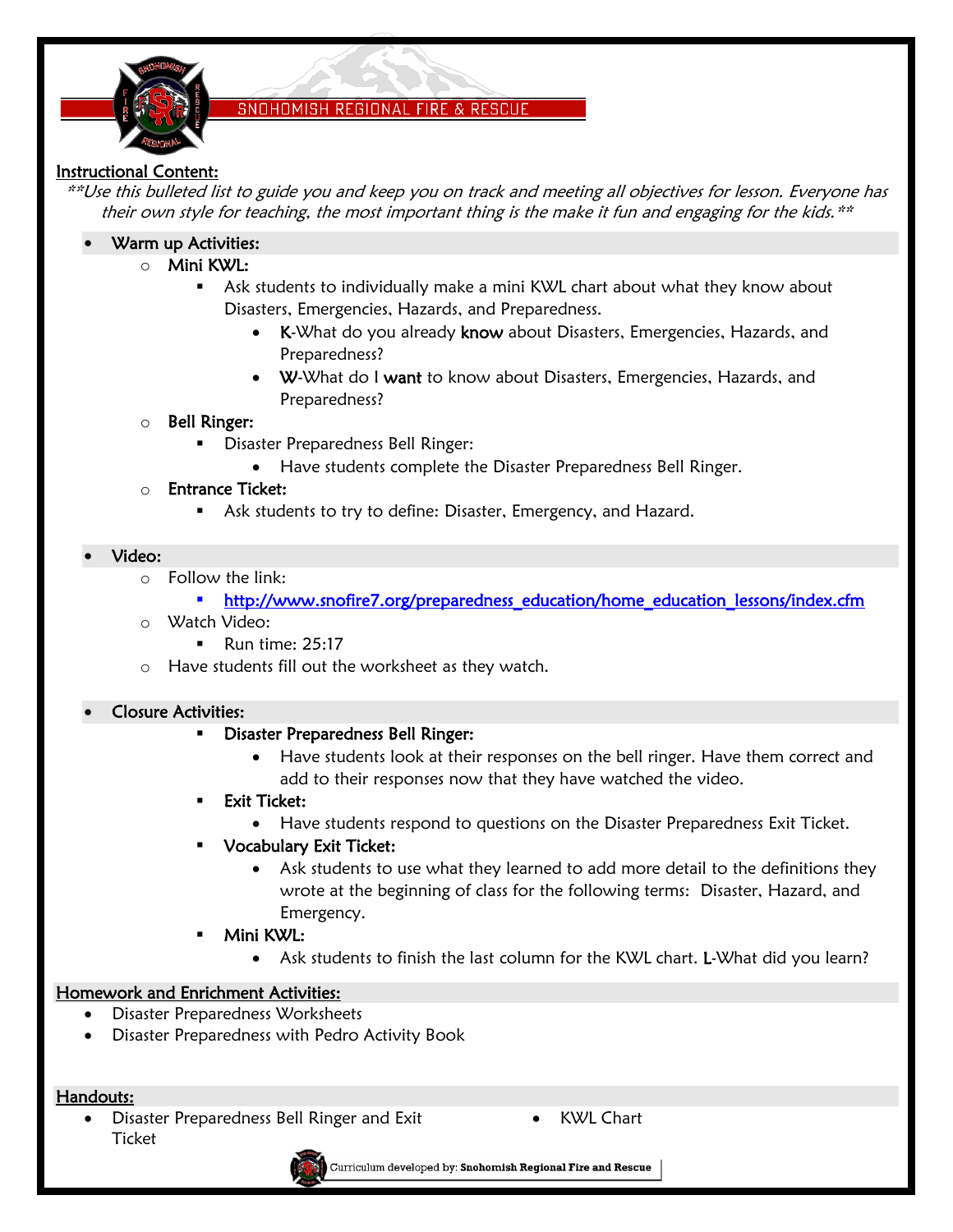## Instructional Content:

*\*\*Use this bulleted list to guide you and keep you on track and meeting all objectives for lesson. Everyone has their own style for teaching, the most important thing is the make it fun and engaging for the kids.\*\**

- **Warm up Activities:**
    - **Mini KWL:**
        - Ask students to individually make a mini KWL chart about what they know about Disasters, Emergencies, Hazards, and Preparedness.
            - **K**-What do you already **know** about Disasters, Emergencies, Hazards, and Preparedness?
            - **W**-What do I **want** to know about Disasters, Emergencies, Hazards, and Preparedness?
    - **Bell Ringer:**
        - Disaster Preparedness Bell Ringer:
            - Have students complete the Disaster Preparedness Bell Ringer.
    - **Entrance Ticket:**
        - Ask students to try to define: Disaster, Emergency, and Hazard.

- **Video:**
    - Follow the link:
        - http://www.snofire7.org/preparedness_education/home_education_lessons/index.cfm
    - Watch Video:
        - Run time: 25:17
    - Have students fill out the worksheet as they watch.

- **Closure Activities:**
    - **Disaster Preparedness Bell Ringer:**
        - Have students look at their responses on the bell ringer. Have them correct and add to their responses now that they have watched the video.
    - **Exit Ticket:**
        - Have students respond to questions on the Disaster Preparedness Exit Ticket.
    - **Vocabulary Exit Ticket:**
        - Ask students to use what they learned to add more detail to the definitions they wrote at the beginning of class for the following terms: Disaster, Hazard, and Emergency.
    - **Mini KWL:**
        - Ask students to finish the last column for the KWL chart. **L**-What did you learn?

## Homework and Enrichment Activities:

- Disaster Preparedness Worksheets
- Disaster Preparedness with Pedro Activity Book

## Handouts:

- Disaster Preparedness Bell Ringer and Exit Ticket
- KWL Chart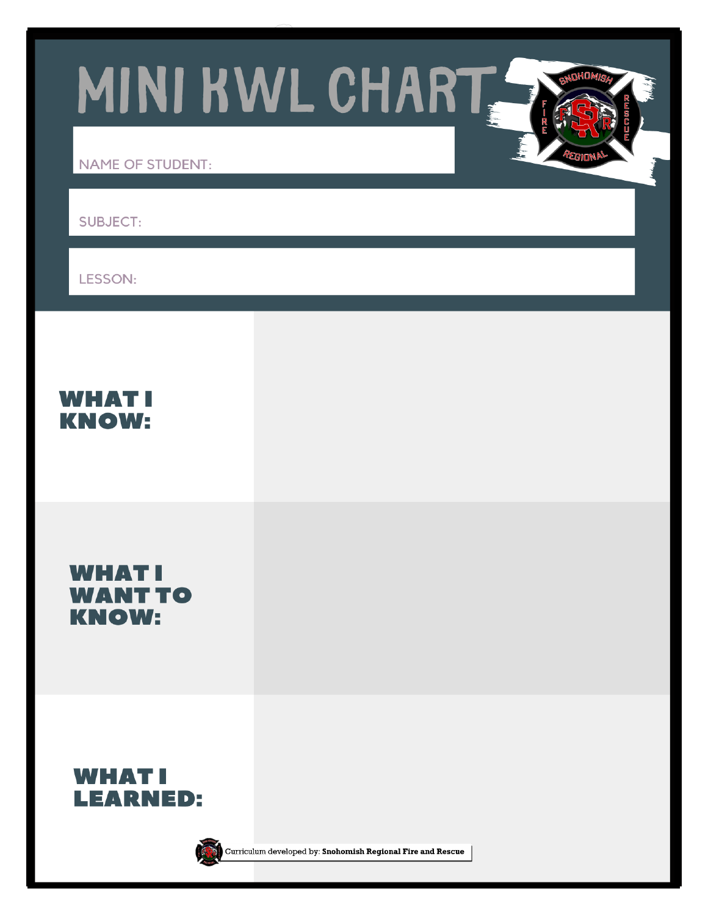# MINI KWL CHART

NAME OF STUDENT:

SUBJECT:

LESSON:

| | |
|---|---|
| **WHAT I KNOW:** | |
| **WHAT I WANT TO KNOW:** | |
| **WHAT I LEARNED:** | |

Curriculum developed by: **Snohomish Regional Fire and Rescue**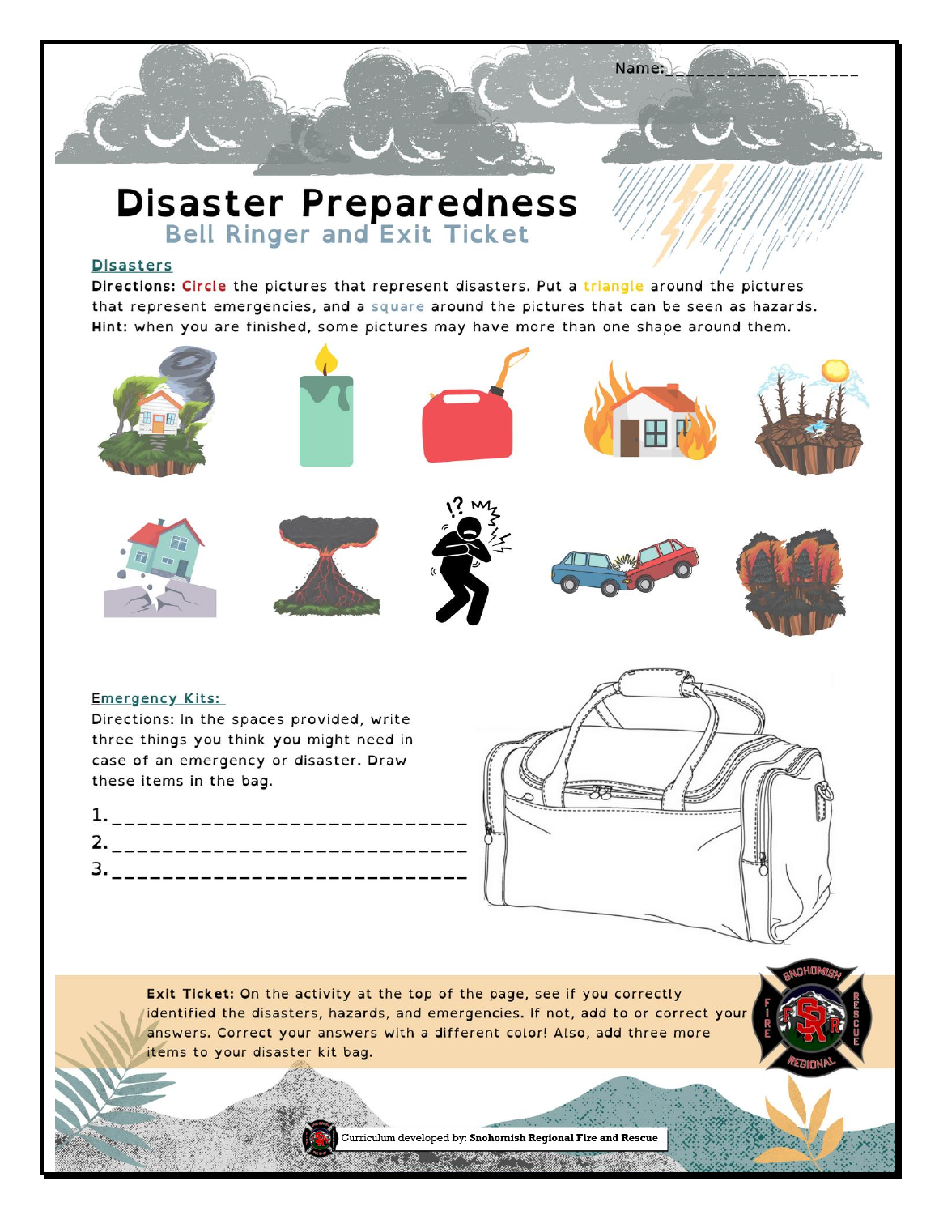Name:___________________

# Disaster Preparedness

## Bell Ringer and Exit Ticket

### Disasters

**Directions:** Circle the pictures that represent disasters. Put a triangle around the pictures that represent emergencies, and a square around the pictures that can be seen as hazards.
**Hint:** when you are finished, some pictures may have more than one shape around them.

### Emergency Kits:

Directions: In the spaces provided, write three things you think you might need in case of an emergency or disaster. Draw these items in the bag.

1. ____________________________
2. ____________________________
3. ____________________________

**Exit Ticket:** On the activity at the top of the page, see if you correctly identified the disasters, hazards, and emergencies. If not, add to or correct your answers. Correct your answers with a different color! Also, add three more items to your disaster kit bag.

Curriculum developed by: **Snohomish Regional Fire and Rescue**